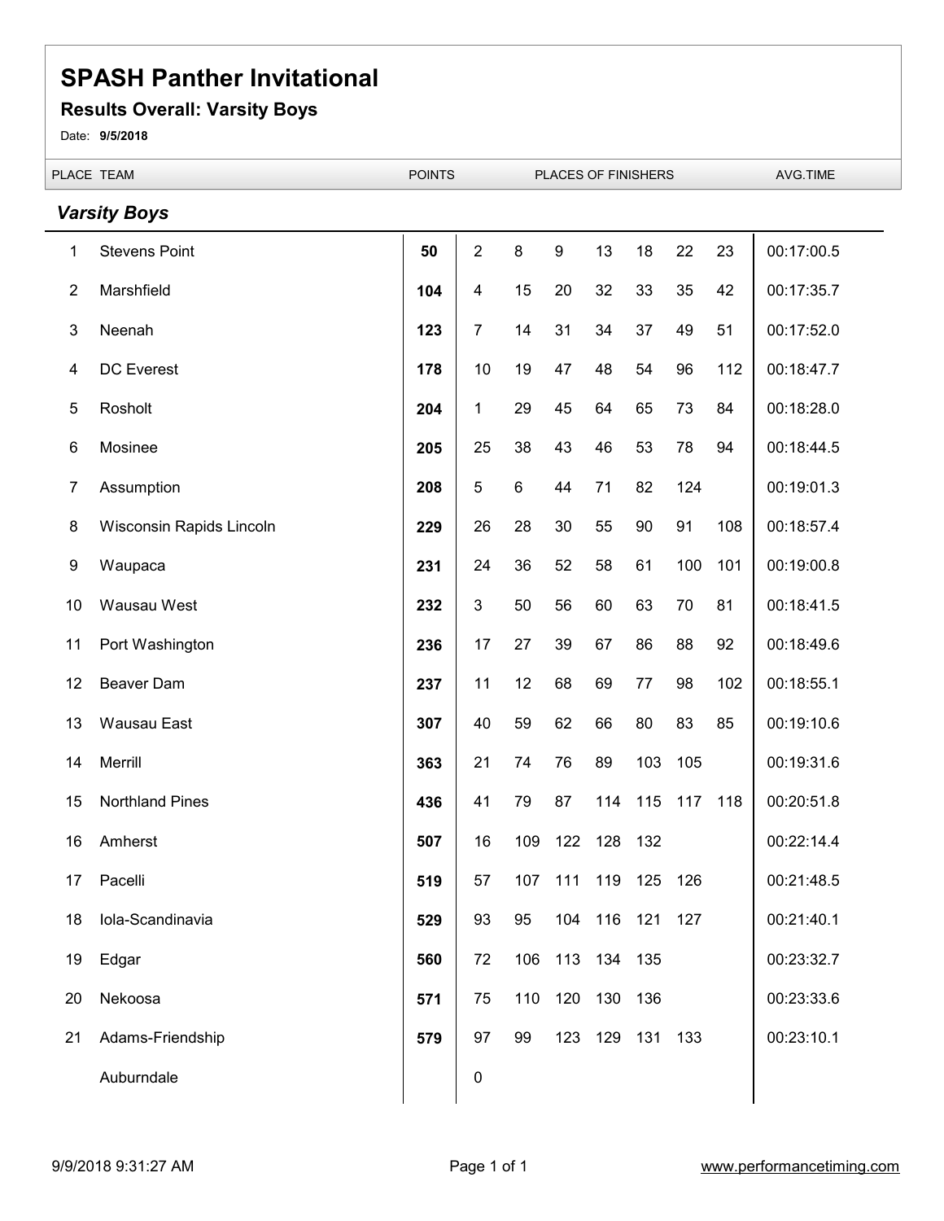# SPASH Panther Invitational

## Results Overall: Varsity Boys

Date: **9/5/2018**

### *Varsity Boys*

| PLACE | TEAM | POINTS | PLACES OF FINISHERS | | | | | | | AVG.TIME |
|---|---|---|---|---|---|---|---|---|---|---|
| 1 | Stevens Point | **50** | 2 | 8 | 9 | 13 | 18 | 22 | 23 | 00:17:00.5 |
| 2 | Marshfield | **104** | 4 | 15 | 20 | 32 | 33 | 35 | 42 | 00:17:35.7 |
| 3 | Neenah | **123** | 7 | 14 | 31 | 34 | 37 | 49 | 51 | 00:17:52.0 |
| 4 | DC Everest | **178** | 10 | 19 | 47 | 48 | 54 | 96 | 112 | 00:18:47.7 |
| 5 | Rosholt | **204** | 1 | 29 | 45 | 64 | 65 | 73 | 84 | 00:18:28.0 |
| 6 | Mosinee | **205** | 25 | 38 | 43 | 46 | 53 | 78 | 94 | 00:18:44.5 |
| 7 | Assumption | **208** | 5 | 6 | 44 | 71 | 82 | 124 | | 00:19:01.3 |
| 8 | Wisconsin Rapids Lincoln | **229** | 26 | 28 | 30 | 55 | 90 | 91 | 108 | 00:18:57.4 |
| 9 | Waupaca | **231** | 24 | 36 | 52 | 58 | 61 | 100 | 101 | 00:19:00.8 |
| 10 | Wausau West | **232** | 3 | 50 | 56 | 60 | 63 | 70 | 81 | 00:18:41.5 |
| 11 | Port Washington | **236** | 17 | 27 | 39 | 67 | 86 | 88 | 92 | 00:18:49.6 |
| 12 | Beaver Dam | **237** | 11 | 12 | 68 | 69 | 77 | 98 | 102 | 00:18:55.1 |
| 13 | Wausau East | **307** | 40 | 59 | 62 | 66 | 80 | 83 | 85 | 00:19:10.6 |
| 14 | Merrill | **363** | 21 | 74 | 76 | 89 | 103 | 105 | | 00:19:31.6 |
| 15 | Northland Pines | **436** | 41 | 79 | 87 | 114 | 115 | 117 | 118 | 00:20:51.8 |
| 16 | Amherst | **507** | 16 | 109 | 122 | 128 | 132 | | | 00:22:14.4 |
| 17 | Pacelli | **519** | 57 | 107 | 111 | 119 | 125 | 126 | | 00:21:48.5 |
| 18 | Iola-Scandinavia | **529** | 93 | 95 | 104 | 116 | 121 | 127 | | 00:21:40.1 |
| 19 | Edgar | **560** | 72 | 106 | 113 | 134 | 135 | | | 00:23:32.7 |
| 20 | Nekoosa | **571** | 75 | 110 | 120 | 130 | 136 | | | 00:23:33.6 |
| 21 | Adams-Friendship | **579** | 97 | 99 | 123 | 129 | 131 | 133 | | 00:23:10.1 |
| | Auburndale | | 0 | | | | | | | |

9/9/2018 9:31:27 AM www.performancetiming.com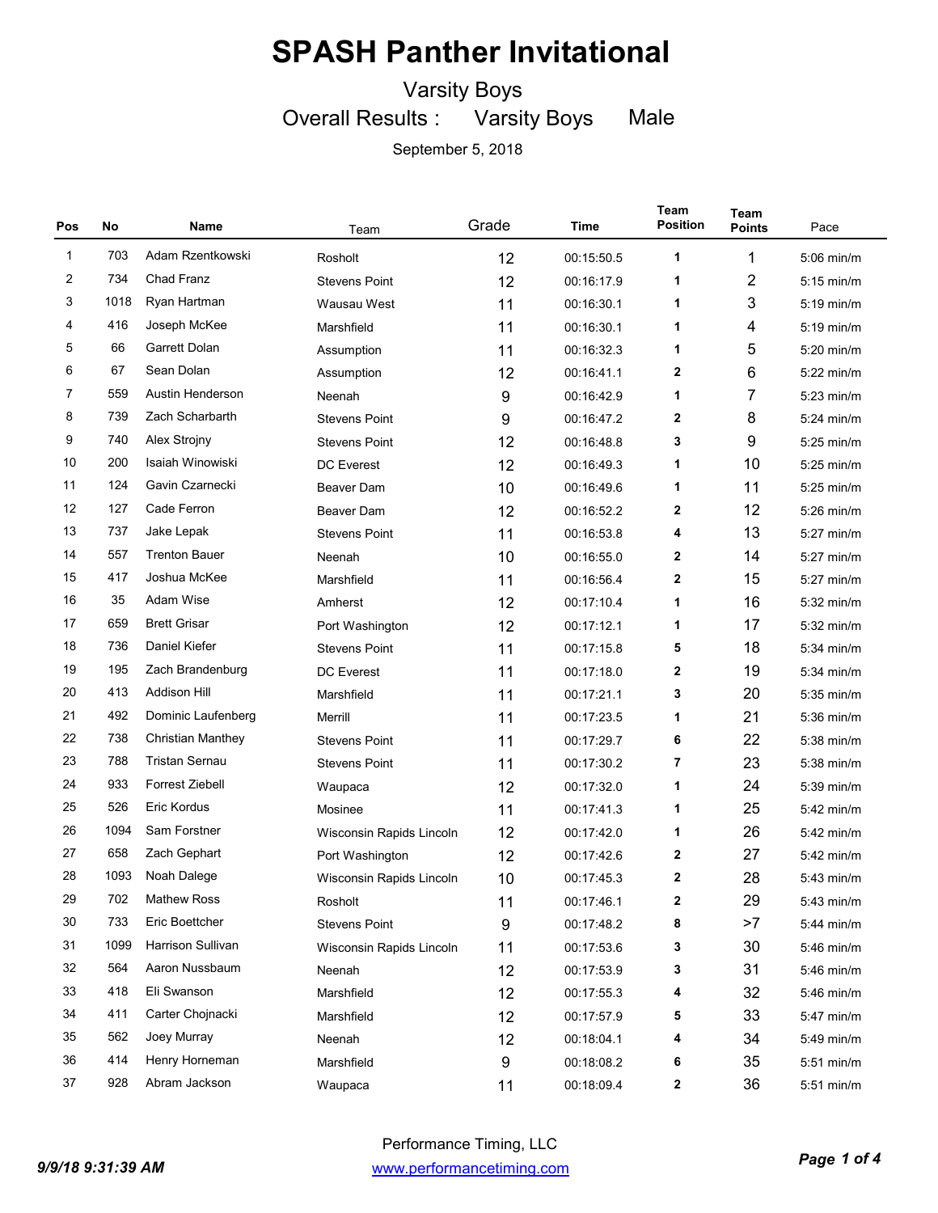# SPASH Panther Invitational

## Varsity Boys

### Overall Results : Varsity Boys Male

September 5, 2018

| Pos | No | Name | Team | Grade | Time | Team Position | Team Points | Pace |
|---|---|---|---|---|---|---|---|---|
| 1 | 703 | Adam Rzentkowski | Rosholt | 12 | 00:15:50.5 | 1 | 1 | 5:06 min/m |
| 2 | 734 | Chad Franz | Stevens Point | 12 | 00:16:17.9 | 1 | 2 | 5:15 min/m |
| 3 | 1018 | Ryan Hartman | Wausau West | 11 | 00:16:30.1 | 1 | 3 | 5:19 min/m |
| 4 | 416 | Joseph McKee | Marshfield | 11 | 00:16:30.1 | 1 | 4 | 5:19 min/m |
| 5 | 66 | Garrett Dolan | Assumption | 11 | 00:16:32.3 | 1 | 5 | 5:20 min/m |
| 6 | 67 | Sean Dolan | Assumption | 12 | 00:16:41.1 | 2 | 6 | 5:22 min/m |
| 7 | 559 | Austin Henderson | Neenah | 9 | 00:16:42.9 | 1 | 7 | 5:23 min/m |
| 8 | 739 | Zach Scharbarth | Stevens Point | 9 | 00:16:47.2 | 2 | 8 | 5:24 min/m |
| 9 | 740 | Alex Strojny | Stevens Point | 12 | 00:16:48.8 | 3 | 9 | 5:25 min/m |
| 10 | 200 | Isaiah Winowiski | DC Everest | 12 | 00:16:49.3 | 1 | 10 | 5:25 min/m |
| 11 | 124 | Gavin Czarnecki | Beaver Dam | 10 | 00:16:49.6 | 1 | 11 | 5:25 min/m |
| 12 | 127 | Cade Ferron | Beaver Dam | 12 | 00:16:52.2 | 2 | 12 | 5:26 min/m |
| 13 | 737 | Jake Lepak | Stevens Point | 11 | 00:16:53.8 | 4 | 13 | 5:27 min/m |
| 14 | 557 | Trenton Bauer | Neenah | 10 | 00:16:55.0 | 2 | 14 | 5:27 min/m |
| 15 | 417 | Joshua McKee | Marshfield | 11 | 00:16:56.4 | 2 | 15 | 5:27 min/m |
| 16 | 35 | Adam Wise | Amherst | 12 | 00:17:10.4 | 1 | 16 | 5:32 min/m |
| 17 | 659 | Brett Grisar | Port Washington | 12 | 00:17:12.1 | 1 | 17 | 5:32 min/m |
| 18 | 736 | Daniel Kiefer | Stevens Point | 11 | 00:17:15.8 | 5 | 18 | 5:34 min/m |
| 19 | 195 | Zach Brandenburg | DC Everest | 11 | 00:17:18.0 | 2 | 19 | 5:34 min/m |
| 20 | 413 | Addison Hill | Marshfield | 11 | 00:17:21.1 | 3 | 20 | 5:35 min/m |
| 21 | 492 | Dominic Laufenberg | Merrill | 11 | 00:17:23.5 | 1 | 21 | 5:36 min/m |
| 22 | 738 | Christian Manthey | Stevens Point | 11 | 00:17:29.7 | 6 | 22 | 5:38 min/m |
| 23 | 788 | Tristan Sernau | Stevens Point | 11 | 00:17:30.2 | 7 | 23 | 5:38 min/m |
| 24 | 933 | Forrest Ziebell | Waupaca | 12 | 00:17:32.0 | 1 | 24 | 5:39 min/m |
| 25 | 526 | Eric Kordus | Mosinee | 11 | 00:17:41.3 | 1 | 25 | 5:42 min/m |
| 26 | 1094 | Sam Forstner | Wisconsin Rapids Lincoln | 12 | 00:17:42.0 | 1 | 26 | 5:42 min/m |
| 27 | 658 | Zach Gephart | Port Washington | 12 | 00:17:42.6 | 2 | 27 | 5:42 min/m |
| 28 | 1093 | Noah Dalege | Wisconsin Rapids Lincoln | 10 | 00:17:45.3 | 2 | 28 | 5:43 min/m |
| 29 | 702 | Mathew Ross | Rosholt | 11 | 00:17:46.1 | 2 | 29 | 5:43 min/m |
| 30 | 733 | Eric Boettcher | Stevens Point | 9 | 00:17:48.2 | 8 | >7 | 5:44 min/m |
| 31 | 1099 | Harrison Sullivan | Wisconsin Rapids Lincoln | 11 | 00:17:53.6 | 3 | 30 | 5:46 min/m |
| 32 | 564 | Aaron Nussbaum | Neenah | 12 | 00:17:53.9 | 3 | 31 | 5:46 min/m |
| 33 | 418 | Eli Swanson | Marshfield | 12 | 00:17:55.3 | 4 | 32 | 5:46 min/m |
| 34 | 411 | Carter Chojnacki | Marshfield | 12 | 00:17:57.9 | 5 | 33 | 5:47 min/m |
| 35 | 562 | Joey Murray | Neenah | 12 | 00:18:04.1 | 4 | 34 | 5:49 min/m |
| 36 | 414 | Henry Horneman | Marshfield | 9 | 00:18:08.2 | 6 | 35 | 5:51 min/m |
| 37 | 928 | Abram Jackson | Waupaca | 11 | 00:18:09.4 | 2 | 36 | 5:51 min/m |

Performance Timing, LLC
www.performancetiming.com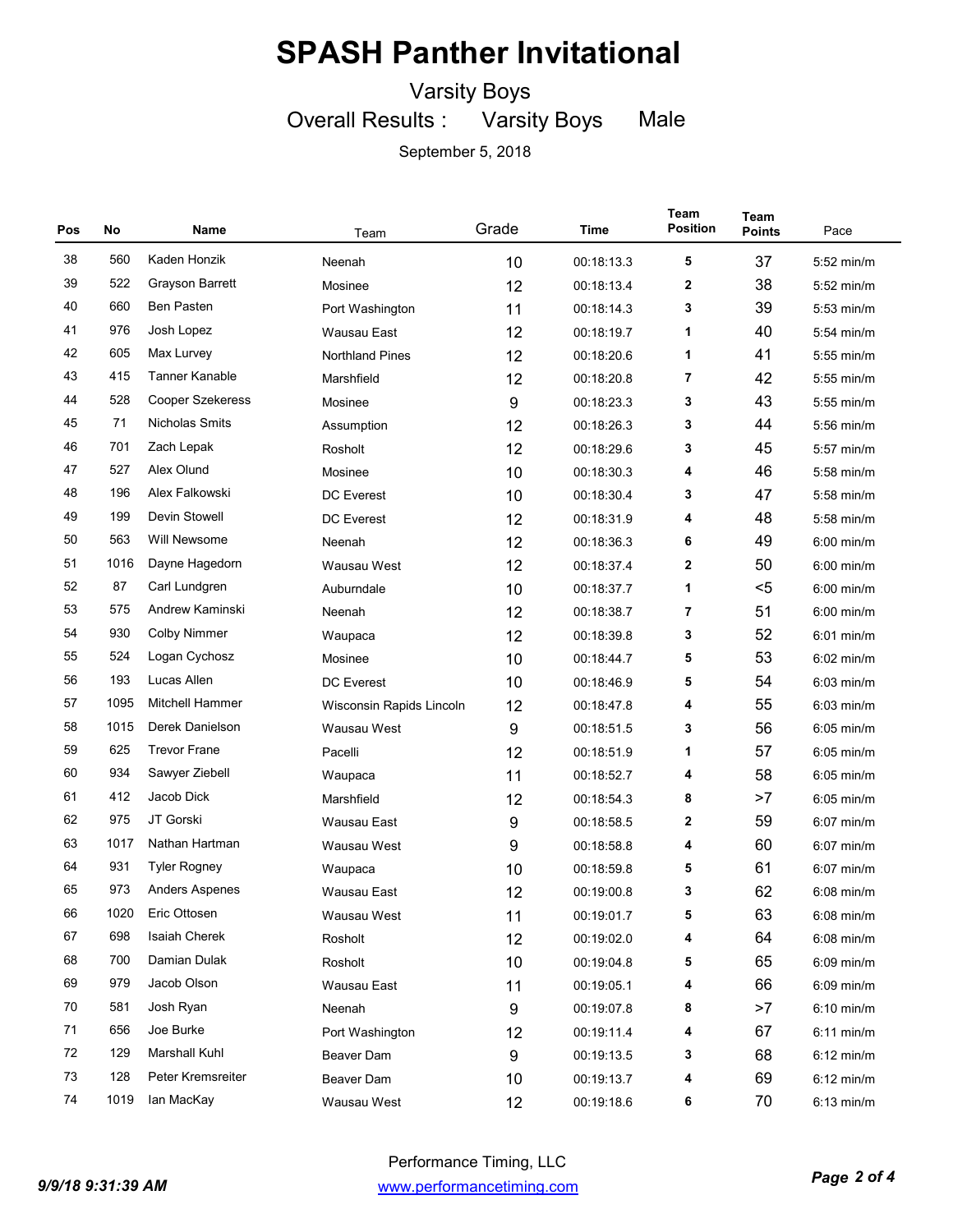# SPASH Panther Invitational

## Varsity Boys

### Overall Results : Varsity Boys Male

September 5, 2018

| Pos | No | Name | Team | Grade | Time | Team Position | Team Points | Pace |
|---|---|---|---|---|---|---|---|---|
| 38 | 560 | Kaden Honzik | Neenah | 10 | 00:18:13.3 | 5 | 37 | 5:52 min/m |
| 39 | 522 | Grayson Barrett | Mosinee | 12 | 00:18:13.4 | 2 | 38 | 5:52 min/m |
| 40 | 660 | Ben Pasten | Port Washington | 11 | 00:18:14.3 | 3 | 39 | 5:53 min/m |
| 41 | 976 | Josh Lopez | Wausau East | 12 | 00:18:19.7 | 1 | 40 | 5:54 min/m |
| 42 | 605 | Max Lurvey | Northland Pines | 12 | 00:18:20.6 | 1 | 41 | 5:55 min/m |
| 43 | 415 | Tanner Kanable | Marshfield | 12 | 00:18:20.8 | 7 | 42 | 5:55 min/m |
| 44 | 528 | Cooper Szekeress | Mosinee | 9 | 00:18:23.3 | 3 | 43 | 5:55 min/m |
| 45 | 71 | Nicholas Smits | Assumption | 12 | 00:18:26.3 | 3 | 44 | 5:56 min/m |
| 46 | 701 | Zach Lepak | Rosholt | 12 | 00:18:29.6 | 3 | 45 | 5:57 min/m |
| 47 | 527 | Alex Olund | Mosinee | 10 | 00:18:30.3 | 4 | 46 | 5:58 min/m |
| 48 | 196 | Alex Falkowski | DC Everest | 10 | 00:18:30.4 | 3 | 47 | 5:58 min/m |
| 49 | 199 | Devin Stowell | DC Everest | 12 | 00:18:31.9 | 4 | 48 | 5:58 min/m |
| 50 | 563 | Will Newsome | Neenah | 12 | 00:18:36.3 | 6 | 49 | 6:00 min/m |
| 51 | 1016 | Dayne Hagedorn | Wausau West | 12 | 00:18:37.4 | 2 | 50 | 6:00 min/m |
| 52 | 87 | Carl Lundgren | Auburndale | 10 | 00:18:37.7 | 1 | <5 | 6:00 min/m |
| 53 | 575 | Andrew Kaminski | Neenah | 12 | 00:18:38.7 | 7 | 51 | 6:00 min/m |
| 54 | 930 | Colby Nimmer | Waupaca | 12 | 00:18:39.8 | 3 | 52 | 6:01 min/m |
| 55 | 524 | Logan Cychosz | Mosinee | 10 | 00:18:44.7 | 5 | 53 | 6:02 min/m |
| 56 | 193 | Lucas Allen | DC Everest | 10 | 00:18:46.9 | 5 | 54 | 6:03 min/m |
| 57 | 1095 | Mitchell Hammer | Wisconsin Rapids Lincoln | 12 | 00:18:47.8 | 4 | 55 | 6:03 min/m |
| 58 | 1015 | Derek Danielson | Wausau West | 9 | 00:18:51.5 | 3 | 56 | 6:05 min/m |
| 59 | 625 | Trevor Frane | Pacelli | 12 | 00:18:51.9 | 1 | 57 | 6:05 min/m |
| 60 | 934 | Sawyer Ziebell | Waupaca | 11 | 00:18:52.7 | 4 | 58 | 6:05 min/m |
| 61 | 412 | Jacob Dick | Marshfield | 12 | 00:18:54.3 | 8 | >7 | 6:05 min/m |
| 62 | 975 | JT Gorski | Wausau East | 9 | 00:18:58.5 | 2 | 59 | 6:07 min/m |
| 63 | 1017 | Nathan Hartman | Wausau West | 9 | 00:18:58.8 | 4 | 60 | 6:07 min/m |
| 64 | 931 | Tyler Rogney | Waupaca | 10 | 00:18:59.8 | 5 | 61 | 6:07 min/m |
| 65 | 973 | Anders Aspenes | Wausau East | 12 | 00:19:00.8 | 3 | 62 | 6:08 min/m |
| 66 | 1020 | Eric Ottosen | Wausau West | 11 | 00:19:01.7 | 5 | 63 | 6:08 min/m |
| 67 | 698 | Isaiah Cherek | Rosholt | 12 | 00:19:02.0 | 4 | 64 | 6:08 min/m |
| 68 | 700 | Damian Dulak | Rosholt | 10 | 00:19:04.8 | 5 | 65 | 6:09 min/m |
| 69 | 979 | Jacob Olson | Wausau East | 11 | 00:19:05.1 | 4 | 66 | 6:09 min/m |
| 70 | 581 | Josh Ryan | Neenah | 9 | 00:19:07.8 | 8 | >7 | 6:10 min/m |
| 71 | 656 | Joe Burke | Port Washington | 12 | 00:19:11.4 | 4 | 67 | 6:11 min/m |
| 72 | 129 | Marshall Kuhl | Beaver Dam | 9 | 00:19:13.5 | 3 | 68 | 6:12 min/m |
| 73 | 128 | Peter Kremsreiter | Beaver Dam | 10 | 00:19:13.7 | 4 | 69 | 6:12 min/m |
| 74 | 1019 | Ian MacKay | Wausau West | 12 | 00:19:18.6 | 6 | 70 | 6:13 min/m |

Performance Timing, LLC
www.performancetiming.com

*9/9/18 9:31:39 AM*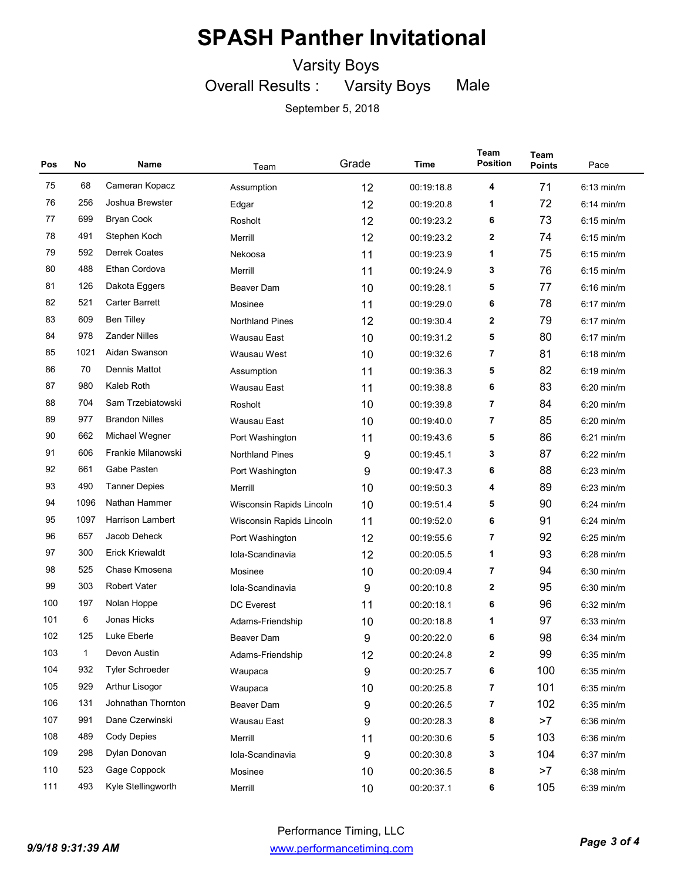# SPASH Panther Invitational

Varsity Boys

Overall Results : Varsity Boys Male

September 5, 2018

| Pos | No | Name | Team | Grade | Time | Team Position | Team Points | Pace |
|---|---|---|---|---|---|---|---|---|
| 75 | 68 | Cameran Kopacz | Assumption | 12 | 00:19:18.8 | 4 | 71 | 6:13 min/m |
| 76 | 256 | Joshua Brewster | Edgar | 12 | 00:19:20.8 | 1 | 72 | 6:14 min/m |
| 77 | 699 | Bryan Cook | Rosholt | 12 | 00:19:23.2 | 6 | 73 | 6:15 min/m |
| 78 | 491 | Stephen Koch | Merrill | 12 | 00:19:23.2 | 2 | 74 | 6:15 min/m |
| 79 | 592 | Derrek Coates | Nekoosa | 11 | 00:19:23.9 | 1 | 75 | 6:15 min/m |
| 80 | 488 | Ethan Cordova | Merrill | 11 | 00:19:24.9 | 3 | 76 | 6:15 min/m |
| 81 | 126 | Dakota Eggers | Beaver Dam | 10 | 00:19:28.1 | 5 | 77 | 6:16 min/m |
| 82 | 521 | Carter Barrett | Mosinee | 11 | 00:19:29.0 | 6 | 78 | 6:17 min/m |
| 83 | 609 | Ben Tilley | Northland Pines | 12 | 00:19:30.4 | 2 | 79 | 6:17 min/m |
| 84 | 978 | Zander Nilles | Wausau East | 10 | 00:19:31.2 | 5 | 80 | 6:17 min/m |
| 85 | 1021 | Aidan Swanson | Wausau West | 10 | 00:19:32.6 | 7 | 81 | 6:18 min/m |
| 86 | 70 | Dennis Mattot | Assumption | 11 | 00:19:36.3 | 5 | 82 | 6:19 min/m |
| 87 | 980 | Kaleb Roth | Wausau East | 11 | 00:19:38.8 | 6 | 83 | 6:20 min/m |
| 88 | 704 | Sam Trzebiatowski | Rosholt | 10 | 00:19:39.8 | 7 | 84 | 6:20 min/m |
| 89 | 977 | Brandon Nilles | Wausau East | 10 | 00:19:40.0 | 7 | 85 | 6:20 min/m |
| 90 | 662 | Michael Wegner | Port Washington | 11 | 00:19:43.6 | 5 | 86 | 6:21 min/m |
| 91 | 606 | Frankie Milanowski | Northland Pines | 9 | 00:19:45.1 | 3 | 87 | 6:22 min/m |
| 92 | 661 | Gabe Pasten | Port Washington | 9 | 00:19:47.3 | 6 | 88 | 6:23 min/m |
| 93 | 490 | Tanner Depies | Merrill | 10 | 00:19:50.3 | 4 | 89 | 6:23 min/m |
| 94 | 1096 | Nathan Hammer | Wisconsin Rapids Lincoln | 10 | 00:19:51.4 | 5 | 90 | 6:24 min/m |
| 95 | 1097 | Harrison Lambert | Wisconsin Rapids Lincoln | 11 | 00:19:52.0 | 6 | 91 | 6:24 min/m |
| 96 | 657 | Jacob Deheck | Port Washington | 12 | 00:19:55.6 | 7 | 92 | 6:25 min/m |
| 97 | 300 | Erick Kriewaldt | Iola-Scandinavia | 12 | 00:20:05.5 | 1 | 93 | 6:28 min/m |
| 98 | 525 | Chase Kmosena | Mosinee | 10 | 00:20:09.4 | 7 | 94 | 6:30 min/m |
| 99 | 303 | Robert Vater | Iola-Scandinavia | 9 | 00:20:10.8 | 2 | 95 | 6:30 min/m |
| 100 | 197 | Nolan Hoppe | DC Everest | 11 | 00:20:18.1 | 6 | 96 | 6:32 min/m |
| 101 | 6 | Jonas Hicks | Adams-Friendship | 10 | 00:20:18.8 | 1 | 97 | 6:33 min/m |
| 102 | 125 | Luke Eberle | Beaver Dam | 9 | 00:20:22.0 | 6 | 98 | 6:34 min/m |
| 103 | 1 | Devon Austin | Adams-Friendship | 12 | 00:20:24.8 | 2 | 99 | 6:35 min/m |
| 104 | 932 | Tyler Schroeder | Waupaca | 9 | 00:20:25.7 | 6 | 100 | 6:35 min/m |
| 105 | 929 | Arthur Lisogor | Waupaca | 10 | 00:20:25.8 | 7 | 101 | 6:35 min/m |
| 106 | 131 | Johnathan Thornton | Beaver Dam | 9 | 00:20:26.5 | 7 | 102 | 6:35 min/m |
| 107 | 991 | Dane Czerwinski | Wausau East | 9 | 00:20:28.3 | 8 | >7 | 6:36 min/m |
| 108 | 489 | Cody Depies | Merrill | 11 | 00:20:30.6 | 5 | 103 | 6:36 min/m |
| 109 | 298 | Dylan Donovan | Iola-Scandinavia | 9 | 00:20:30.8 | 3 | 104 | 6:37 min/m |
| 110 | 523 | Gage Coppock | Mosinee | 10 | 00:20:36.5 | 8 | >7 | 6:38 min/m |
| 111 | 493 | Kyle Stellingworth | Merrill | 10 | 00:20:37.1 | 6 | 105 | 6:39 min/m |

Performance Timing, LLC

www.performancetiming.com

9/9/18 9:31:39 AM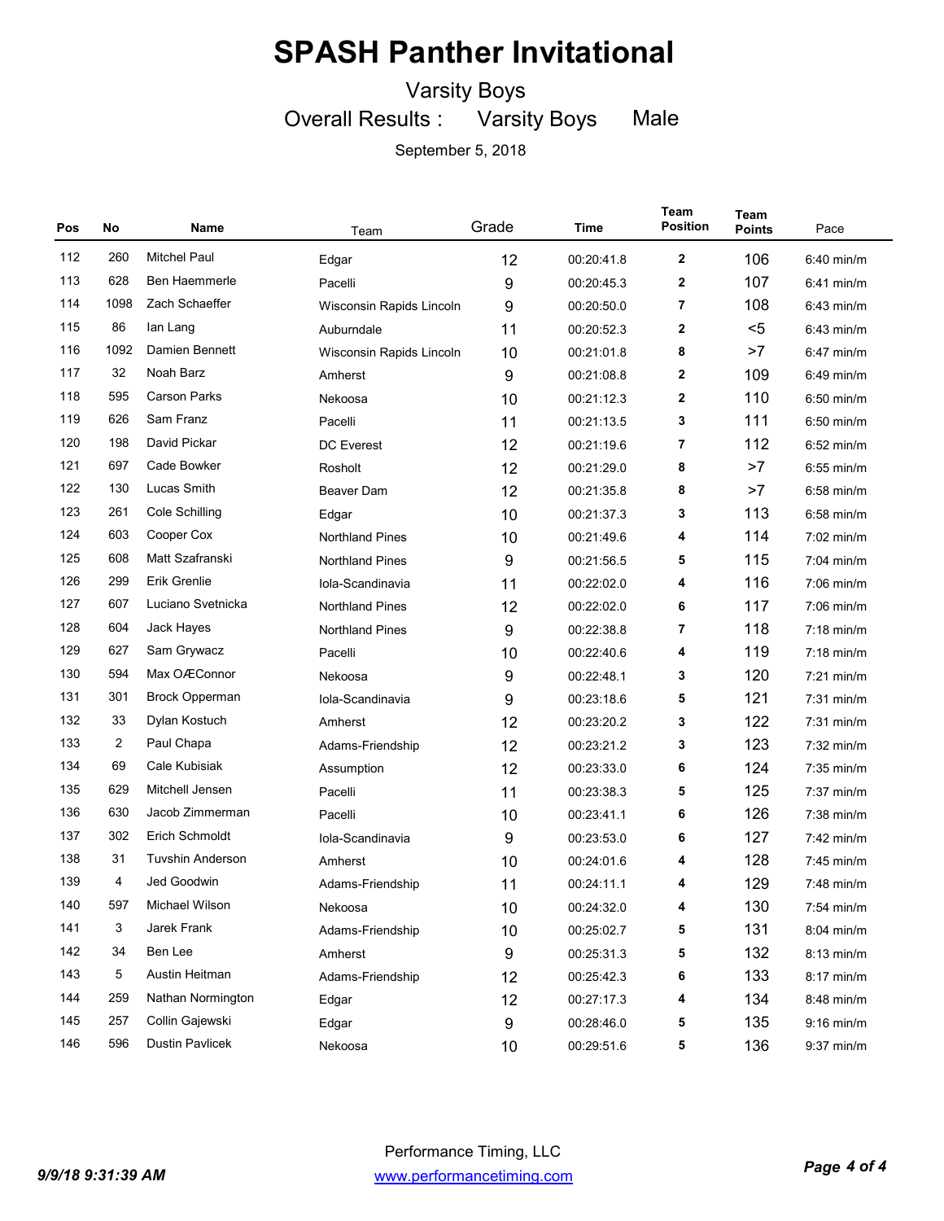# SPASH Panther Invitational

Varsity Boys

Overall Results : Varsity Boys Male

September 5, 2018

| Pos | No | Name | Team | Grade | Time | Team Position | Team Points | Pace |
|---|---|---|---|---|---|---|---|---|
| 112 | 260 | Mitchel Paul | Edgar | 12 | 00:20:41.8 | 2 | 106 | 6:40 min/m |
| 113 | 628 | Ben Haemmerle | Pacelli | 9 | 00:20:45.3 | 2 | 107 | 6:41 min/m |
| 114 | 1098 | Zach Schaeffer | Wisconsin Rapids Lincoln | 9 | 00:20:50.0 | 7 | 108 | 6:43 min/m |
| 115 | 86 | Ian Lang | Auburndale | 11 | 00:20:52.3 | 2 | <5 | 6:43 min/m |
| 116 | 1092 | Damien Bennett | Wisconsin Rapids Lincoln | 10 | 00:21:01.8 | 8 | >7 | 6:47 min/m |
| 117 | 32 | Noah Barz | Amherst | 9 | 00:21:08.8 | 2 | 109 | 6:49 min/m |
| 118 | 595 | Carson Parks | Nekoosa | 10 | 00:21:12.3 | 2 | 110 | 6:50 min/m |
| 119 | 626 | Sam Franz | Pacelli | 11 | 00:21:13.5 | 3 | 111 | 6:50 min/m |
| 120 | 198 | David Pickar | DC Everest | 12 | 00:21:19.6 | 7 | 112 | 6:52 min/m |
| 121 | 697 | Cade Bowker | Rosholt | 12 | 00:21:29.0 | 8 | >7 | 6:55 min/m |
| 122 | 130 | Lucas Smith | Beaver Dam | 12 | 00:21:35.8 | 8 | >7 | 6:58 min/m |
| 123 | 261 | Cole Schilling | Edgar | 10 | 00:21:37.3 | 3 | 113 | 6:58 min/m |
| 124 | 603 | Cooper Cox | Northland Pines | 10 | 00:21:49.6 | 4 | 114 | 7:02 min/m |
| 125 | 608 | Matt Szafranski | Northland Pines | 9 | 00:21:56.5 | 5 | 115 | 7:04 min/m |
| 126 | 299 | Erik Grenlie | Iola-Scandinavia | 11 | 00:22:02.0 | 4 | 116 | 7:06 min/m |
| 127 | 607 | Luciano Svetnicka | Northland Pines | 12 | 00:22:02.0 | 6 | 117 | 7:06 min/m |
| 128 | 604 | Jack Hayes | Northland Pines | 9 | 00:22:38.8 | 7 | 118 | 7:18 min/m |
| 129 | 627 | Sam Grywacz | Pacelli | 10 | 00:22:40.6 | 4 | 119 | 7:18 min/m |
| 130 | 594 | Max OÆConnor | Nekoosa | 9 | 00:22:48.1 | 3 | 120 | 7:21 min/m |
| 131 | 301 | Brock Opperman | Iola-Scandinavia | 9 | 00:23:18.6 | 5 | 121 | 7:31 min/m |
| 132 | 33 | Dylan Kostuch | Amherst | 12 | 00:23:20.2 | 3 | 122 | 7:31 min/m |
| 133 | 2 | Paul Chapa | Adams-Friendship | 12 | 00:23:21.2 | 3 | 123 | 7:32 min/m |
| 134 | 69 | Cale Kubisiak | Assumption | 12 | 00:23:33.0 | 6 | 124 | 7:35 min/m |
| 135 | 629 | Mitchell Jensen | Pacelli | 11 | 00:23:38.3 | 5 | 125 | 7:37 min/m |
| 136 | 630 | Jacob Zimmerman | Pacelli | 10 | 00:23:41.1 | 6 | 126 | 7:38 min/m |
| 137 | 302 | Erich Schmoldt | Iola-Scandinavia | 9 | 00:23:53.0 | 6 | 127 | 7:42 min/m |
| 138 | 31 | Tuvshin Anderson | Amherst | 10 | 00:24:01.6 | 4 | 128 | 7:45 min/m |
| 139 | 4 | Jed Goodwin | Adams-Friendship | 11 | 00:24:11.1 | 4 | 129 | 7:48 min/m |
| 140 | 597 | Michael Wilson | Nekoosa | 10 | 00:24:32.0 | 4 | 130 | 7:54 min/m |
| 141 | 3 | Jarek Frank | Adams-Friendship | 10 | 00:25:02.7 | 5 | 131 | 8:04 min/m |
| 142 | 34 | Ben Lee | Amherst | 9 | 00:25:31.3 | 5 | 132 | 8:13 min/m |
| 143 | 5 | Austin Heitman | Adams-Friendship | 12 | 00:25:42.3 | 6 | 133 | 8:17 min/m |
| 144 | 259 | Nathan Normington | Edgar | 12 | 00:27:17.3 | 4 | 134 | 8:48 min/m |
| 145 | 257 | Collin Gajewski | Edgar | 9 | 00:28:46.0 | 5 | 135 | 9:16 min/m |
| 146 | 596 | Dustin Pavlicek | Nekoosa | 10 | 00:29:51.6 | 5 | 136 | 9:37 min/m |

Performance Timing, LLC
www.performancetiming.com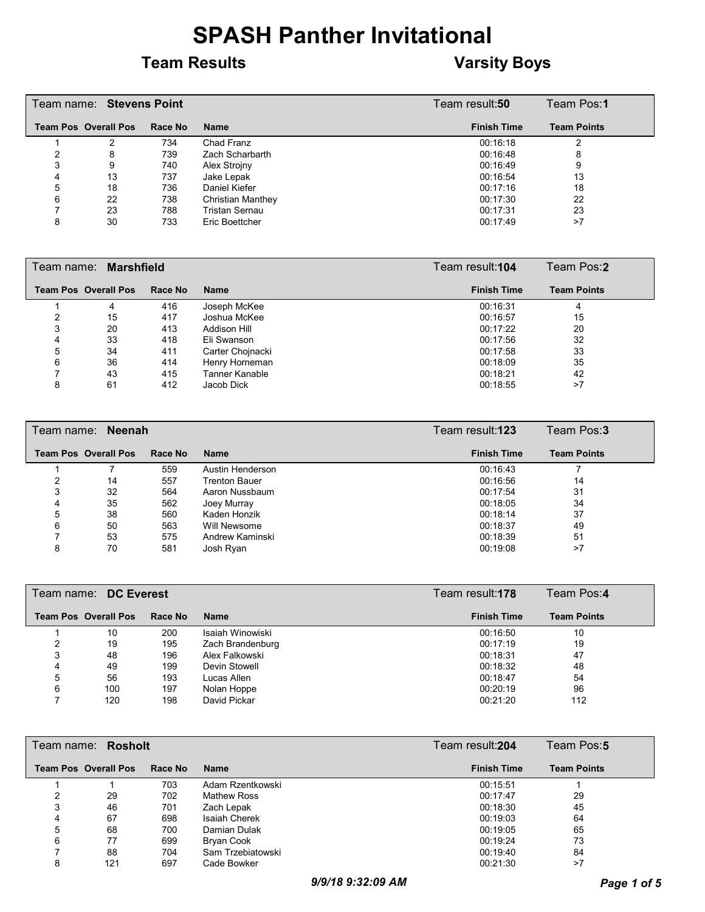# SPASH Panther Invitational

## Team Results — Varsity Boys

### Team name: Stevens Point — Team result: 50 — Team Pos: 1

| Team Pos | Overall Pos | Race No | Name | Finish Time | Team Points |
|---|---|---|---|---|---|
| 1 | 2 | 734 | Chad Franz | 00:16:18 | 2 |
| 2 | 8 | 739 | Zach Scharbarth | 00:16:48 | 8 |
| 3 | 9 | 740 | Alex Strojny | 00:16:49 | 9 |
| 4 | 13 | 737 | Jake Lepak | 00:16:54 | 13 |
| 5 | 18 | 736 | Daniel Kiefer | 00:17:16 | 18 |
| 6 | 22 | 738 | Christian Manthey | 00:17:30 | 22 |
| 7 | 23 | 788 | Tristan Sernau | 00:17:31 | 23 |
| 8 | 30 | 733 | Eric Boettcher | 00:17:49 | >7 |

### Team name: Marshfield — Team result: 104 — Team Pos: 2

| Team Pos | Overall Pos | Race No | Name | Finish Time | Team Points |
|---|---|---|---|---|---|
| 1 | 4 | 416 | Joseph McKee | 00:16:31 | 4 |
| 2 | 15 | 417 | Joshua McKee | 00:16:57 | 15 |
| 3 | 20 | 413 | Addison Hill | 00:17:22 | 20 |
| 4 | 33 | 418 | Eli Swanson | 00:17:56 | 32 |
| 5 | 34 | 411 | Carter Chojnacki | 00:17:58 | 33 |
| 6 | 36 | 414 | Henry Horneman | 00:18:09 | 35 |
| 7 | 43 | 415 | Tanner Kanable | 00:18:21 | 42 |
| 8 | 61 | 412 | Jacob Dick | 00:18:55 | >7 |

### Team name: Neenah — Team result: 123 — Team Pos: 3

| Team Pos | Overall Pos | Race No | Name | Finish Time | Team Points |
|---|---|---|---|---|---|
| 1 | 7 | 559 | Austin Henderson | 00:16:43 | 7 |
| 2 | 14 | 557 | Trenton Bauer | 00:16:56 | 14 |
| 3 | 32 | 564 | Aaron Nussbaum | 00:17:54 | 31 |
| 4 | 35 | 562 | Joey Murray | 00:18:05 | 34 |
| 5 | 38 | 560 | Kaden Honzik | 00:18:14 | 37 |
| 6 | 50 | 563 | Will Newsome | 00:18:37 | 49 |
| 7 | 53 | 575 | Andrew Kaminski | 00:18:39 | 51 |
| 8 | 70 | 581 | Josh Ryan | 00:19:08 | >7 |

### Team name: DC Everest — Team result: 178 — Team Pos: 4

| Team Pos | Overall Pos | Race No | Name | Finish Time | Team Points |
|---|---|---|---|---|---|
| 1 | 10 | 200 | Isaiah Winowiski | 00:16:50 | 10 |
| 2 | 19 | 195 | Zach Brandenburg | 00:17:19 | 19 |
| 3 | 48 | 196 | Alex Falkowski | 00:18:31 | 47 |
| 4 | 49 | 199 | Devin Stowell | 00:18:32 | 48 |
| 5 | 56 | 193 | Lucas Allen | 00:18:47 | 54 |
| 6 | 100 | 197 | Nolan Hoppe | 00:20:19 | 96 |
| 7 | 120 | 198 | David Pickar | 00:21:20 | 112 |

### Team name: Rosholt — Team result: 204 — Team Pos: 5

| Team Pos | Overall Pos | Race No | Name | Finish Time | Team Points |
|---|---|---|---|---|---|
| 1 | 1 | 703 | Adam Rzentkowski | 00:15:51 | 1 |
| 2 | 29 | 702 | Mathew Ross | 00:17:47 | 29 |
| 3 | 46 | 701 | Zach Lepak | 00:18:30 | 45 |
| 4 | 67 | 698 | Isaiah Cherek | 00:19:03 | 64 |
| 5 | 68 | 700 | Damian Dulak | 00:19:05 | 65 |
| 6 | 77 | 699 | Bryan Cook | 00:19:24 | 73 |
| 7 | 88 | 704 | Sam Trzebiatowski | 00:19:40 | 84 |
| 8 | 121 | 697 | Cade Bowker | 00:21:30 | >7 |

*9/9/18 9:32:09 AM*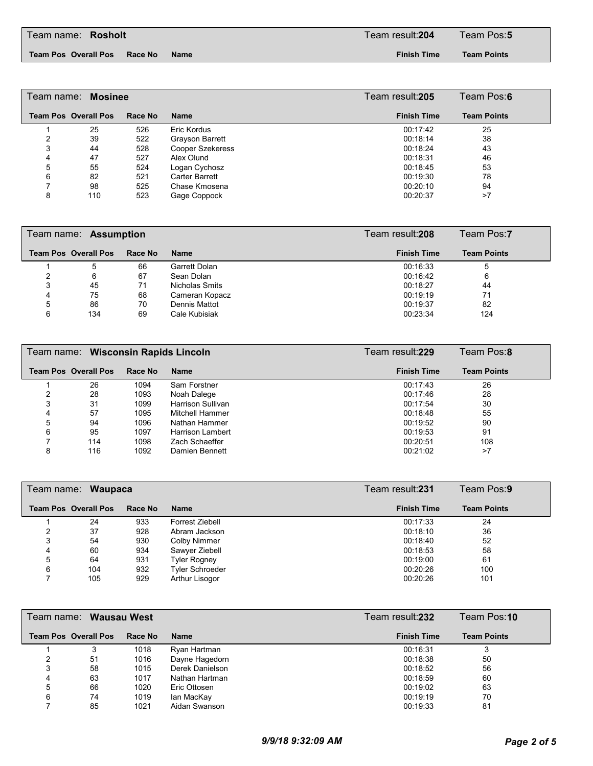## Team name: Rosholt — Team result: 204 — Team Pos: 5

| Team Pos | Overall Pos | Race No | Name | Finish Time | Team Points |
|---|---|---|---|---|---|

## Team name: Mosinee — Team result: 205 — Team Pos: 6

| Team Pos | Overall Pos | Race No | Name | Finish Time | Team Points |
|---|---|---|---|---|---|
| 1 | 25 | 526 | Eric Kordus | 00:17:42 | 25 |
| 2 | 39 | 522 | Grayson Barrett | 00:18:14 | 38 |
| 3 | 44 | 528 | Cooper Szekeress | 00:18:24 | 43 |
| 4 | 47 | 527 | Alex Olund | 00:18:31 | 46 |
| 5 | 55 | 524 | Logan Cychosz | 00:18:45 | 53 |
| 6 | 82 | 521 | Carter Barrett | 00:19:30 | 78 |
| 7 | 98 | 525 | Chase Kmosena | 00:20:10 | 94 |
| 8 | 110 | 523 | Gage Coppock | 00:20:37 | >7 |

## Team name: Assumption — Team result: 208 — Team Pos: 7

| Team Pos | Overall Pos | Race No | Name | Finish Time | Team Points |
|---|---|---|---|---|---|
| 1 | 5 | 66 | Garrett Dolan | 00:16:33 | 5 |
| 2 | 6 | 67 | Sean Dolan | 00:16:42 | 6 |
| 3 | 45 | 71 | Nicholas Smits | 00:18:27 | 44 |
| 4 | 75 | 68 | Cameran Kopacz | 00:19:19 | 71 |
| 5 | 86 | 70 | Dennis Mattot | 00:19:37 | 82 |
| 6 | 134 | 69 | Cale Kubisiak | 00:23:34 | 124 |

## Team name: Wisconsin Rapids Lincoln — Team result: 229 — Team Pos: 8

| Team Pos | Overall Pos | Race No | Name | Finish Time | Team Points |
|---|---|---|---|---|---|
| 1 | 26 | 1094 | Sam Forstner | 00:17:43 | 26 |
| 2 | 28 | 1093 | Noah Dalege | 00:17:46 | 28 |
| 3 | 31 | 1099 | Harrison Sullivan | 00:17:54 | 30 |
| 4 | 57 | 1095 | Mitchell Hammer | 00:18:48 | 55 |
| 5 | 94 | 1096 | Nathan Hammer | 00:19:52 | 90 |
| 6 | 95 | 1097 | Harrison Lambert | 00:19:53 | 91 |
| 7 | 114 | 1098 | Zach Schaeffer | 00:20:51 | 108 |
| 8 | 116 | 1092 | Damien Bennett | 00:21:02 | >7 |

## Team name: Waupaca — Team result: 231 — Team Pos: 9

| Team Pos | Overall Pos | Race No | Name | Finish Time | Team Points |
|---|---|---|---|---|---|
| 1 | 24 | 933 | Forrest Ziebell | 00:17:33 | 24 |
| 2 | 37 | 928 | Abram Jackson | 00:18:10 | 36 |
| 3 | 54 | 930 | Colby Nimmer | 00:18:40 | 52 |
| 4 | 60 | 934 | Sawyer Ziebell | 00:18:53 | 58 |
| 5 | 64 | 931 | Tyler Rogney | 00:19:00 | 61 |
| 6 | 104 | 932 | Tyler Schroeder | 00:20:26 | 100 |
| 7 | 105 | 929 | Arthur Lisogor | 00:20:26 | 101 |

## Team name: Wausau West — Team result: 232 — Team Pos: 10

| Team Pos | Overall Pos | Race No | Name | Finish Time | Team Points |
|---|---|---|---|---|---|
| 1 | 3 | 1018 | Ryan Hartman | 00:16:31 | 3 |
| 2 | 51 | 1016 | Dayne Hagedorn | 00:18:38 | 50 |
| 3 | 58 | 1015 | Derek Danielson | 00:18:52 | 56 |
| 4 | 63 | 1017 | Nathan Hartman | 00:18:59 | 60 |
| 5 | 66 | 1020 | Eric Ottosen | 00:19:02 | 63 |
| 6 | 74 | 1019 | Ian MacKay | 00:19:19 | 70 |
| 7 | 85 | 1021 | Aidan Swanson | 00:19:33 | 81 |

*9/9/18 9:32:09 AM*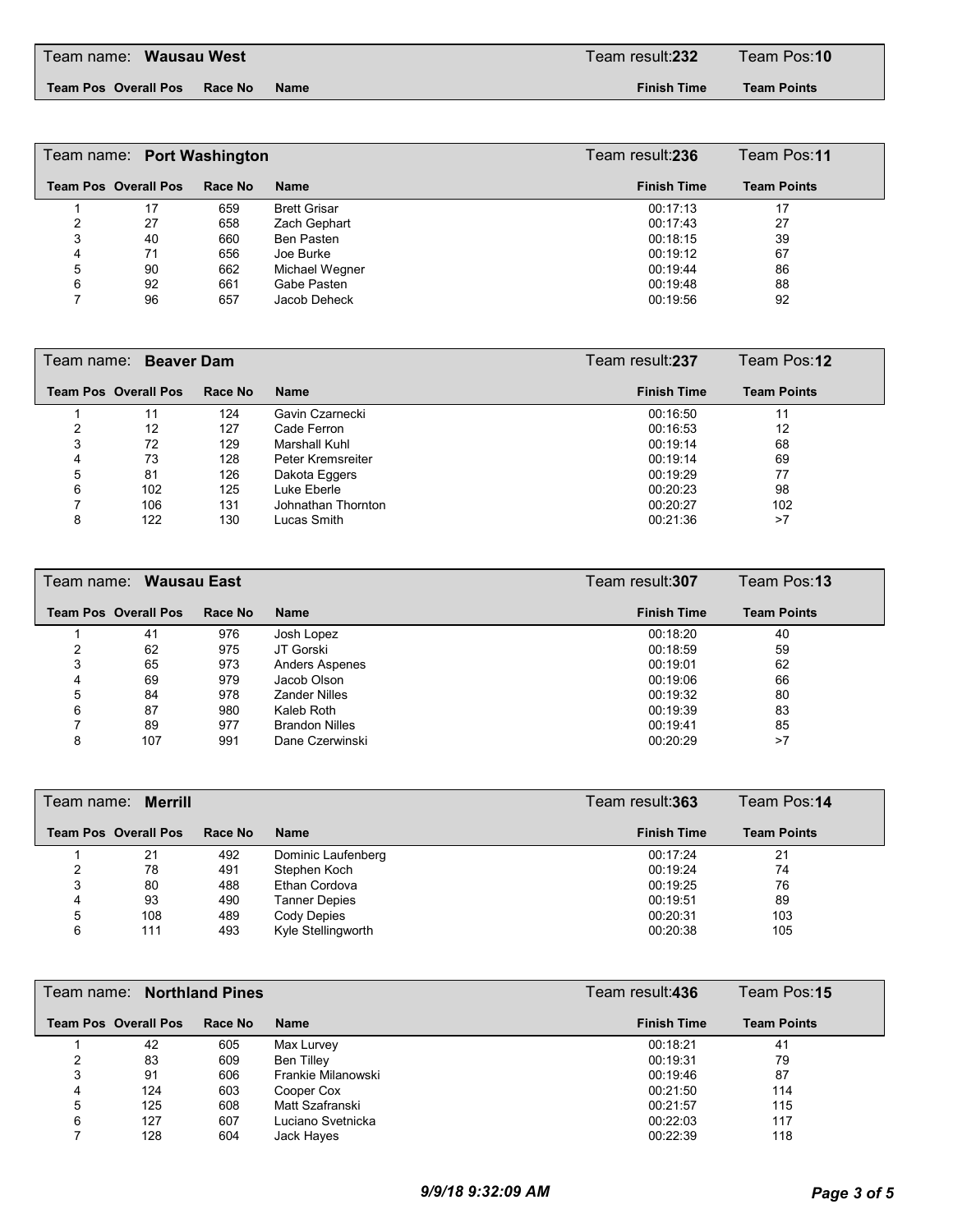Team name: **Wausau West** Team result: **232** Team Pos: **10**

| Team Pos | Overall Pos | Race No | Name | Finish Time | Team Points |
|---|---|---|---|---|---|

Team name: **Port Washington** Team result: **236** Team Pos: **11**

| Team Pos | Overall Pos | Race No | Name | Finish Time | Team Points |
|---|---|---|---|---|---|
| 1 | 17 | 659 | Brett Grisar | 00:17:13 | 17 |
| 2 | 27 | 658 | Zach Gephart | 00:17:43 | 27 |
| 3 | 40 | 660 | Ben Pasten | 00:18:15 | 39 |
| 4 | 71 | 656 | Joe Burke | 00:19:12 | 67 |
| 5 | 90 | 662 | Michael Wegner | 00:19:44 | 86 |
| 6 | 92 | 661 | Gabe Pasten | 00:19:48 | 88 |
| 7 | 96 | 657 | Jacob Deheck | 00:19:56 | 92 |

Team name: **Beaver Dam** Team result: **237** Team Pos: **12**

| Team Pos | Overall Pos | Race No | Name | Finish Time | Team Points |
|---|---|---|---|---|---|
| 1 | 11 | 124 | Gavin Czarnecki | 00:16:50 | 11 |
| 2 | 12 | 127 | Cade Ferron | 00:16:53 | 12 |
| 3 | 72 | 129 | Marshall Kuhl | 00:19:14 | 68 |
| 4 | 73 | 128 | Peter Kremsreiter | 00:19:14 | 69 |
| 5 | 81 | 126 | Dakota Eggers | 00:19:29 | 77 |
| 6 | 102 | 125 | Luke Eberle | 00:20:23 | 98 |
| 7 | 106 | 131 | Johnathan Thornton | 00:20:27 | 102 |
| 8 | 122 | 130 | Lucas Smith | 00:21:36 | >7 |

Team name: **Wausau East** Team result: **307** Team Pos: **13**

| Team Pos | Overall Pos | Race No | Name | Finish Time | Team Points |
|---|---|---|---|---|---|
| 1 | 41 | 976 | Josh Lopez | 00:18:20 | 40 |
| 2 | 62 | 975 | JT Gorski | 00:18:59 | 59 |
| 3 | 65 | 973 | Anders Aspenes | 00:19:01 | 62 |
| 4 | 69 | 979 | Jacob Olson | 00:19:06 | 66 |
| 5 | 84 | 978 | Zander Nilles | 00:19:32 | 80 |
| 6 | 87 | 980 | Kaleb Roth | 00:19:39 | 83 |
| 7 | 89 | 977 | Brandon Nilles | 00:19:41 | 85 |
| 8 | 107 | 991 | Dane Czerwinski | 00:20:29 | >7 |

Team name: **Merrill** Team result: **363** Team Pos: **14**

| Team Pos | Overall Pos | Race No | Name | Finish Time | Team Points |
|---|---|---|---|---|---|
| 1 | 21 | 492 | Dominic Laufenberg | 00:17:24 | 21 |
| 2 | 78 | 491 | Stephen Koch | 00:19:24 | 74 |
| 3 | 80 | 488 | Ethan Cordova | 00:19:25 | 76 |
| 4 | 93 | 490 | Tanner Depies | 00:19:51 | 89 |
| 5 | 108 | 489 | Cody Depies | 00:20:31 | 103 |
| 6 | 111 | 493 | Kyle Stellingworth | 00:20:38 | 105 |

Team name: **Northland Pines** Team result: **436** Team Pos: **15**

| Team Pos | Overall Pos | Race No | Name | Finish Time | Team Points |
|---|---|---|---|---|---|
| 1 | 42 | 605 | Max Lurvey | 00:18:21 | 41 |
| 2 | 83 | 609 | Ben Tilley | 00:19:31 | 79 |
| 3 | 91 | 606 | Frankie Milanowski | 00:19:46 | 87 |
| 4 | 124 | 603 | Cooper Cox | 00:21:50 | 114 |
| 5 | 125 | 608 | Matt Szafranski | 00:21:57 | 115 |
| 6 | 127 | 607 | Luciano Svetnicka | 00:22:03 | 117 |
| 7 | 128 | 604 | Jack Hayes | 00:22:39 | 118 |

*9/9/18 9:32:09 AM*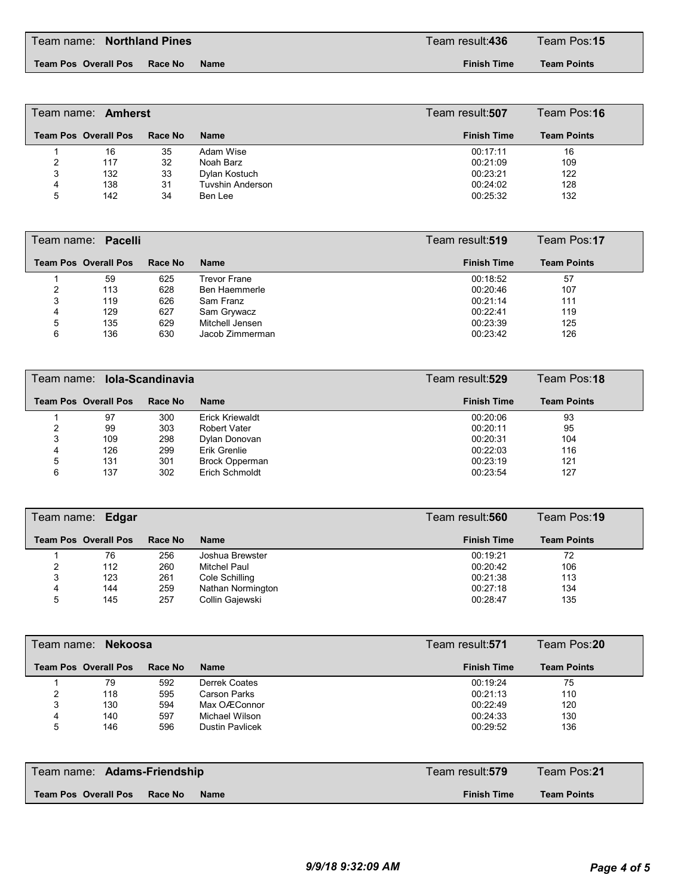## Team name: **Northland Pines** — Team result: **436** — Team Pos: **15**

| Team Pos | Overall Pos | Race No | Name | Finish Time | Team Points |
|---|---|---|---|---|---|

## Team name: **Amherst** — Team result: **507** — Team Pos: **16**

| Team Pos | Overall Pos | Race No | Name | Finish Time | Team Points |
|---|---|---|---|---|---|
| 1 | 16 | 35 | Adam Wise | 00:17:11 | 16 |
| 2 | 117 | 32 | Noah Barz | 00:21:09 | 109 |
| 3 | 132 | 33 | Dylan Kostuch | 00:23:21 | 122 |
| 4 | 138 | 31 | Tuvshin Anderson | 00:24:02 | 128 |
| 5 | 142 | 34 | Ben Lee | 00:25:32 | 132 |

## Team name: **Pacelli** — Team result: **519** — Team Pos: **17**

| Team Pos | Overall Pos | Race No | Name | Finish Time | Team Points |
|---|---|---|---|---|---|
| 1 | 59 | 625 | Trevor Frane | 00:18:52 | 57 |
| 2 | 113 | 628 | Ben Haemmerle | 00:20:46 | 107 |
| 3 | 119 | 626 | Sam Franz | 00:21:14 | 111 |
| 4 | 129 | 627 | Sam Grywacz | 00:22:41 | 119 |
| 5 | 135 | 629 | Mitchell Jensen | 00:23:39 | 125 |
| 6 | 136 | 630 | Jacob Zimmerman | 00:23:42 | 126 |

## Team name: **Iola-Scandinavia** — Team result: **529** — Team Pos: **18**

| Team Pos | Overall Pos | Race No | Name | Finish Time | Team Points |
|---|---|---|---|---|---|
| 1 | 97 | 300 | Erick Kriewaldt | 00:20:06 | 93 |
| 2 | 99 | 303 | Robert Vater | 00:20:11 | 95 |
| 3 | 109 | 298 | Dylan Donovan | 00:20:31 | 104 |
| 4 | 126 | 299 | Erik Grenlie | 00:22:03 | 116 |
| 5 | 131 | 301 | Brock Opperman | 00:23:19 | 121 |
| 6 | 137 | 302 | Erich Schmoldt | 00:23:54 | 127 |

## Team name: **Edgar** — Team result: **560** — Team Pos: **19**

| Team Pos | Overall Pos | Race No | Name | Finish Time | Team Points |
|---|---|---|---|---|---|
| 1 | 76 | 256 | Joshua Brewster | 00:19:21 | 72 |
| 2 | 112 | 260 | Mitchel Paul | 00:20:42 | 106 |
| 3 | 123 | 261 | Cole Schilling | 00:21:38 | 113 |
| 4 | 144 | 259 | Nathan Normington | 00:27:18 | 134 |
| 5 | 145 | 257 | Collin Gajewski | 00:28:47 | 135 |

## Team name: **Nekoosa** — Team result: **571** — Team Pos: **20**

| Team Pos | Overall Pos | Race No | Name | Finish Time | Team Points |
|---|---|---|---|---|---|
| 1 | 79 | 592 | Derrek Coates | 00:19:24 | 75 |
| 2 | 118 | 595 | Carson Parks | 00:21:13 | 110 |
| 3 | 130 | 594 | Max OÆConnor | 00:22:49 | 120 |
| 4 | 140 | 597 | Michael Wilson | 00:24:33 | 130 |
| 5 | 146 | 596 | Dustin Pavlicek | 00:29:52 | 136 |

## Team name: **Adams-Friendship** — Team result: **579** — Team Pos: **21**

| Team Pos | Overall Pos | Race No | Name | Finish Time | Team Points |
|---|---|---|---|---|---|

*9/9/18 9:32:09 AM*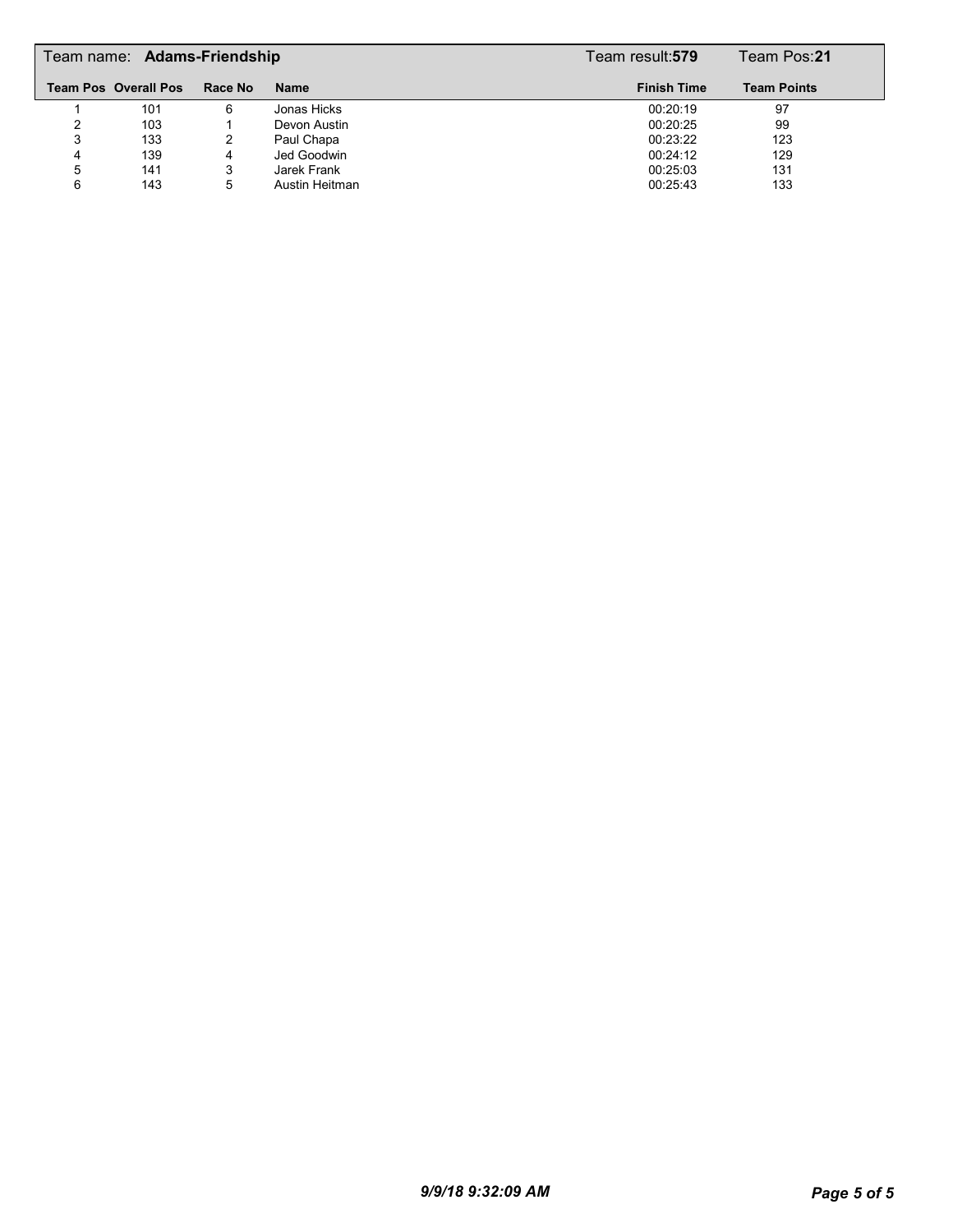Team name: **Adams-Friendship** Team result:**579** Team Pos:**21**

| Team Pos | Overall Pos | Race No | Name | Finish Time | Team Points |
|---|---|---|---|---|---|
| 1 | 101 | 6 | Jonas Hicks | 00:20:19 | 97 |
| 2 | 103 | 1 | Devon Austin | 00:20:25 | 99 |
| 3 | 133 | 2 | Paul Chapa | 00:23:22 | 123 |
| 4 | 139 | 4 | Jed Goodwin | 00:24:12 | 129 |
| 5 | 141 | 3 | Jarek Frank | 00:25:03 | 131 |
| 6 | 143 | 5 | Austin Heitman | 00:25:43 | 133 |

*9/9/18 9:32:09 AM*